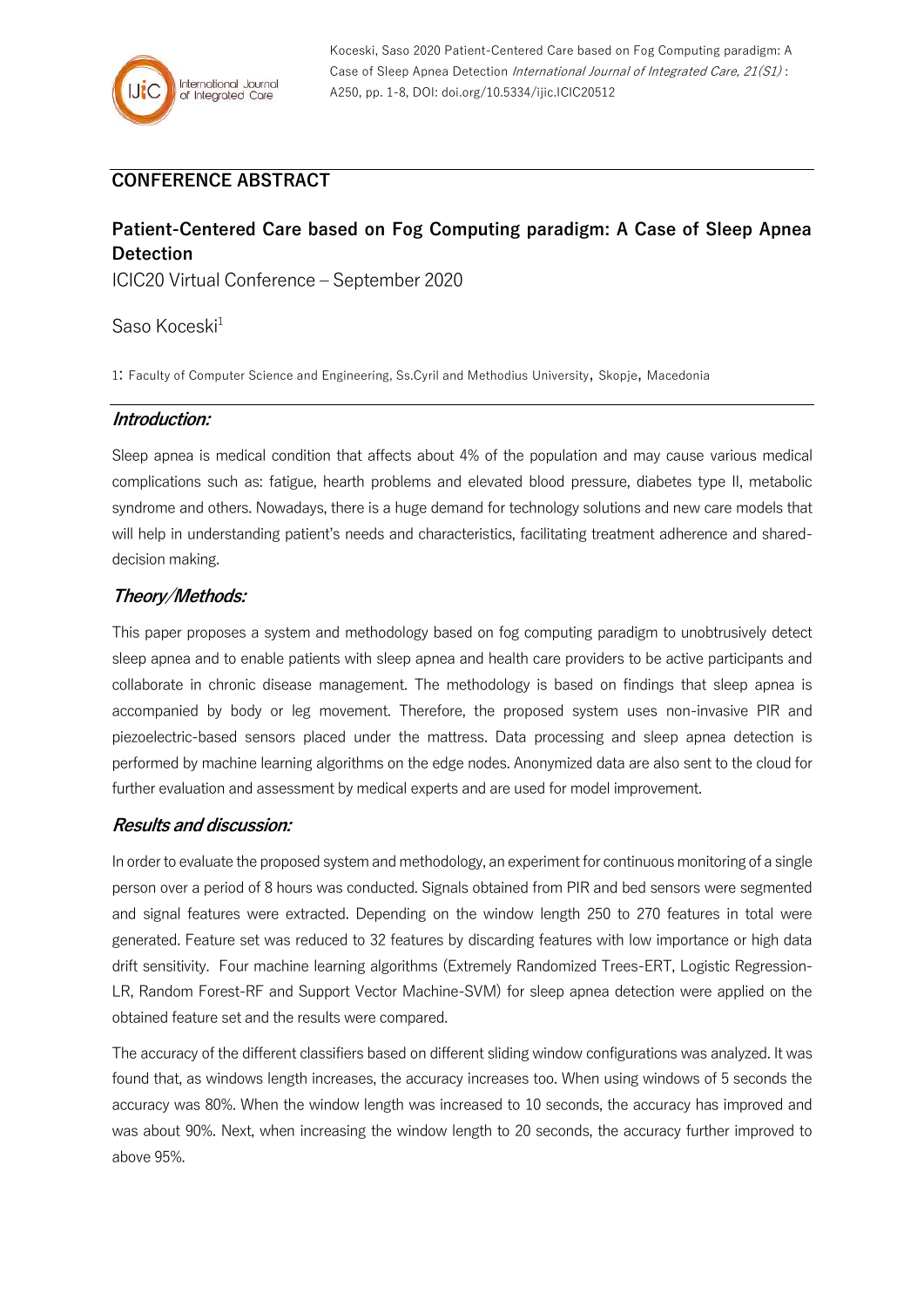Koceski, Saso 2020 Patient-Centered Care based on Fog Computing paradigm: A Case of Sleep Apnea Detection *International Journal of Integrated Care, 21(S1)* : A250, pp. 1-8, DOI: doi.org/10.5334/ijic.ICIC20512

## CONFERENCE ABSTRACT

# Patient-Centered Care based on Fog Computing paradigm: A Case of Sleep Apnea Detection

ICIC20 Virtual Conference – September 2020

Saso Koceski[1]

1: Faculty of Computer Science and Engineering, Ss.Cyril and Methodius University, Skopje, Macedonia

### *Introduction:*

Sleep apnea is medical condition that affects about 4% of the population and may cause various medical complications such as: fatigue, hearth problems and elevated blood pressure, diabetes type II, metabolic syndrome and others. Nowadays, there is a huge demand for technology solutions and new care models that will help in understanding patient's needs and characteristics, facilitating treatment adherence and shared-decision making.

### *Theory/Methods:*

This paper proposes a system and methodology based on fog computing paradigm to unobtrusively detect sleep apnea and to enable patients with sleep apnea and health care providers to be active participants and collaborate in chronic disease management. The methodology is based on findings that sleep apnea is accompanied by body or leg movement. Therefore, the proposed system uses non-invasive PIR and piezoelectric-based sensors placed under the mattress. Data processing and sleep apnea detection is performed by machine learning algorithms on the edge nodes. Anonymized data are also sent to the cloud for further evaluation and assessment by medical experts and are used for model improvement.

### *Results and discussion:*

In order to evaluate the proposed system and methodology, an experiment for continuous monitoring of a single person over a period of 8 hours was conducted. Signals obtained from PIR and bed sensors were segmented and signal features were extracted. Depending on the window length 250 to 270 features in total were generated. Feature set was reduced to 32 features by discarding features with low importance or high data drift sensitivity. Four machine learning algorithms (Extremely Randomized Trees-ERT, Logistic Regression-LR, Random Forest-RF and Support Vector Machine-SVM) for sleep apnea detection were applied on the obtained feature set and the results were compared.

The accuracy of the different classifiers based on different sliding window configurations was analyzed. It was found that, as windows length increases, the accuracy increases too. When using windows of 5 seconds the accuracy was 80%. When the window length was increased to 10 seconds, the accuracy has improved and was about 90%. Next, when increasing the window length to 20 seconds, the accuracy further improved to above 95%.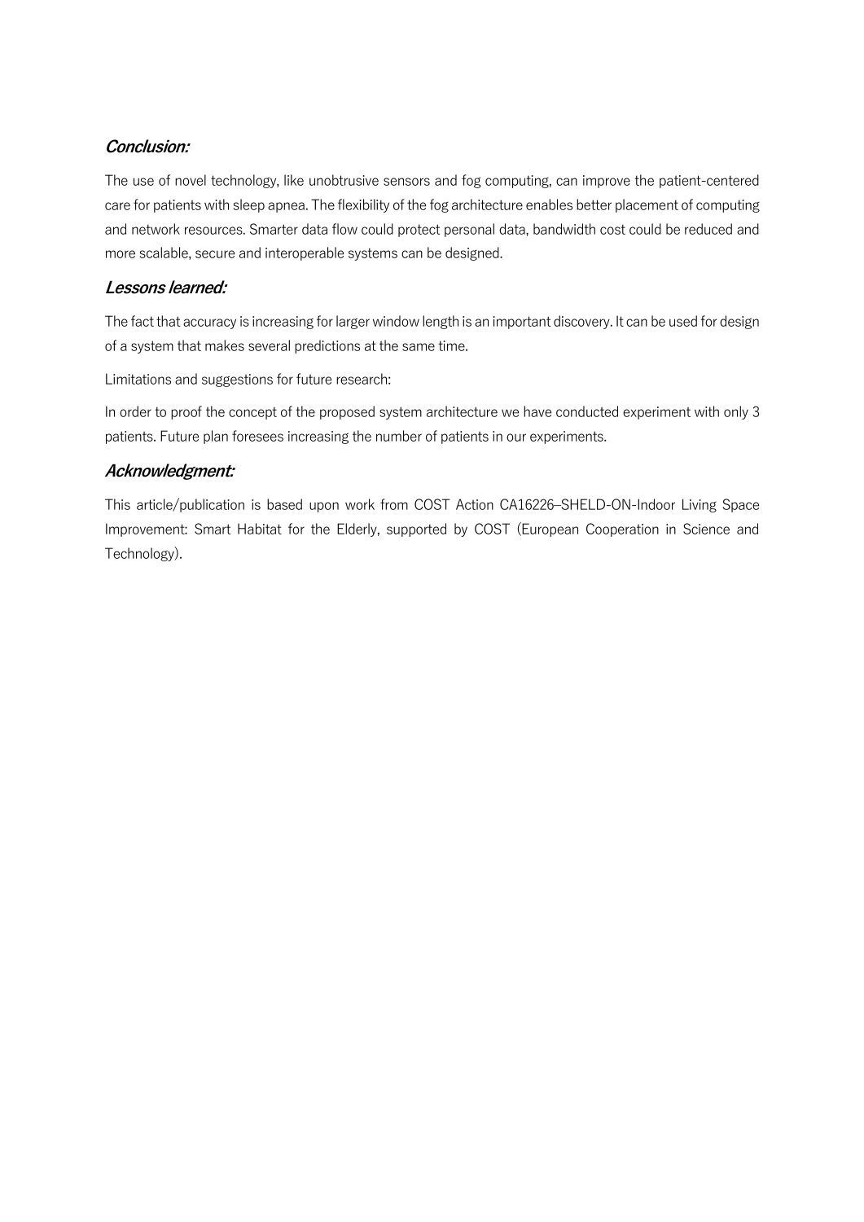### *Conclusion:*

The use of novel technology, like unobtrusive sensors and fog computing, can improve the patient-centered care for patients with sleep apnea. The flexibility of the fog architecture enables better placement of computing and network resources. Smarter data flow could protect personal data, bandwidth cost could be reduced and more scalable, secure and interoperable systems can be designed.

### *Lessons learned:*

The fact that accuracy is increasing for larger window length is an important discovery. It can be used for design of a system that makes several predictions at the same time.

Limitations and suggestions for future research:

In order to proof the concept of the proposed system architecture we have conducted experiment with only 3 patients. Future plan foresees increasing the number of patients in our experiments.

### *Acknowledgment:*

This article/publication is based upon work from COST Action CA16226–SHELD-ON-Indoor Living Space Improvement: Smart Habitat for the Elderly, supported by COST (European Cooperation in Science and Technology).